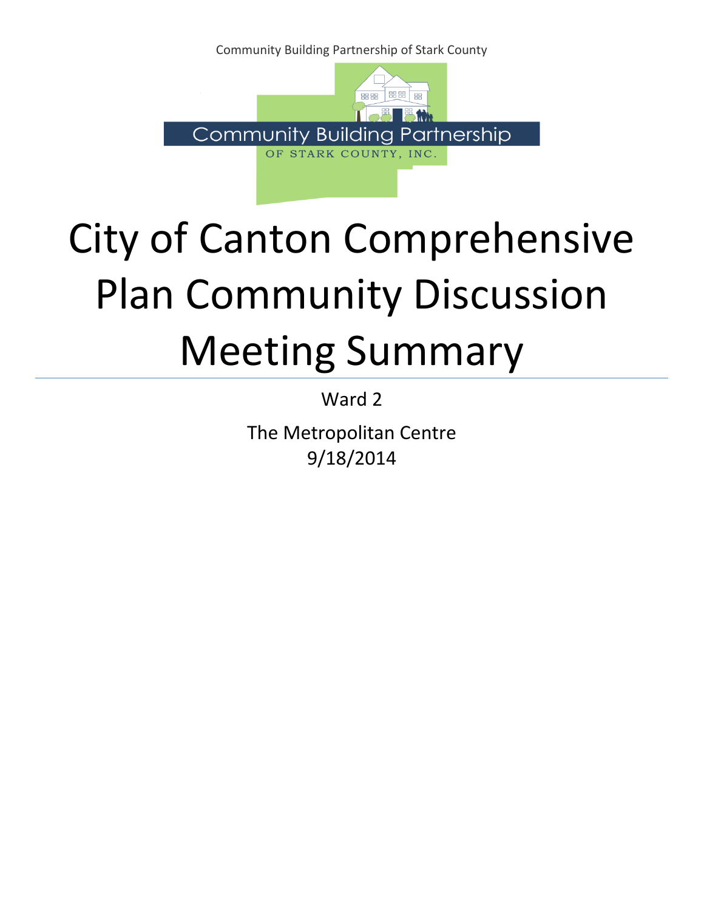Community Building Partnership of Stark County

Community Building Partnership

OF STARK COUNTY, INC.

# City of Canton Comprehensive Plan Community Discussion Meeting Summary

Ward 2

The Metropolitan Centre

9/18/2014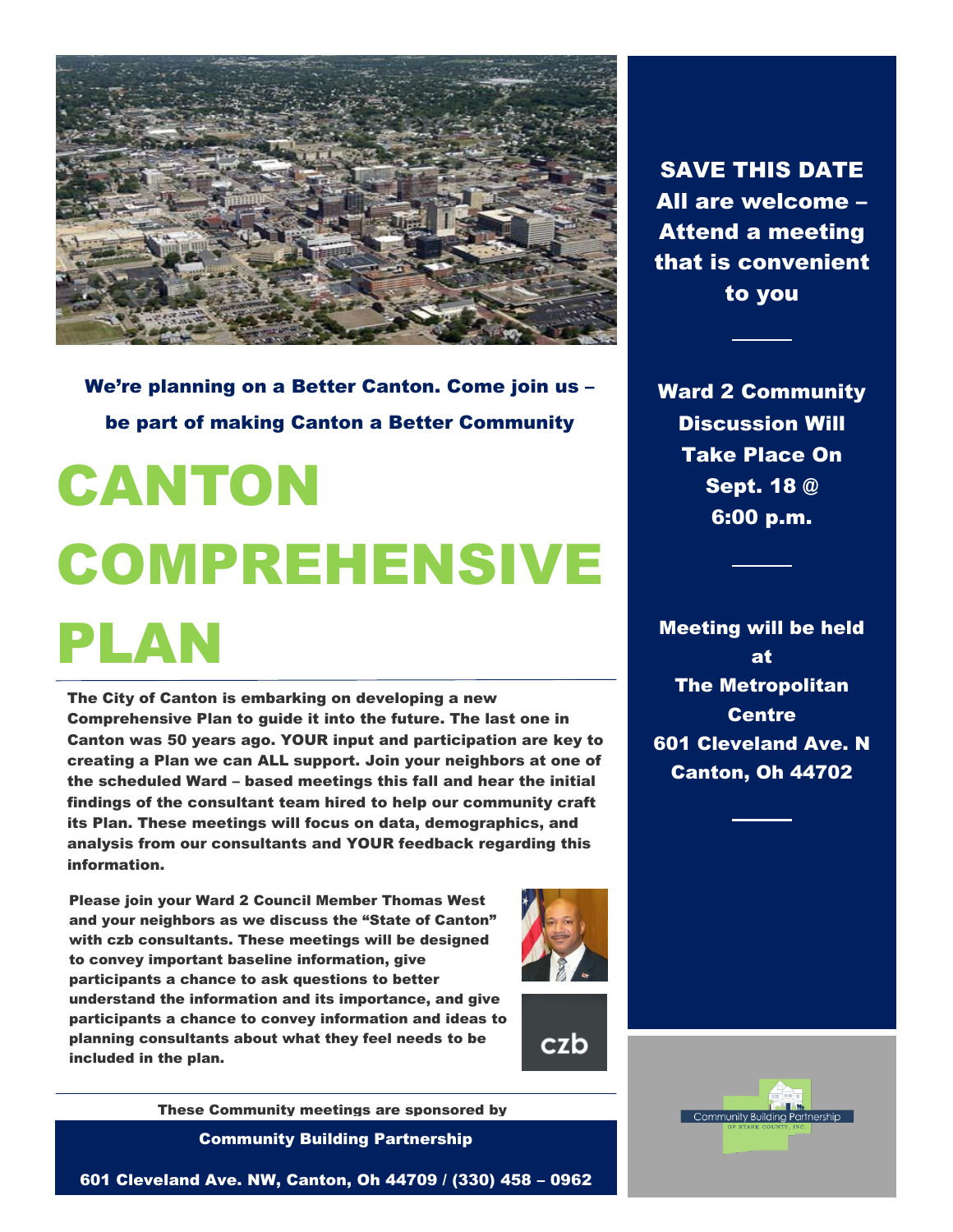**We're planning on a Better Canton. Come join us – be part of making Canton a Better Community**

# CANTON COMPREHENSIVE PLAN

**The City of Canton is embarking on developing a new Comprehensive Plan to guide it into the future. The last one in Canton was 50 years ago. YOUR input and participation are key to creating a Plan we can ALL support. Join your neighbors at one of the scheduled Ward – based meetings this fall and hear the initial findings of the consultant team hired to help our community craft its Plan. These meetings will focus on data, demographics, and analysis from our consultants and YOUR feedback regarding this information.**

**Please join your Ward 2 Council Member Thomas West and your neighbors as we discuss the "State of Canton" with czb consultants. These meetings will be designed to convey important baseline information, give participants a chance to ask questions to better understand the information and its importance, and give participants a chance to convey information and ideas to planning consultants about what they feel needs to be included in the plan.**

czb

**These Community meetings are sponsored by**

**Community Building Partnership**

**601 Cleveland Ave. NW, Canton, Oh 44709 / (330) 458 – 0962**

**SAVE THIS DATE**
**All are welcome – Attend a meeting that is convenient to you**

**Ward 2 Community Discussion Will Take Place On Sept. 18 @ 6:00 p.m.**

**Meeting will be held at**
**The Metropolitan Centre**
**601 Cleveland Ave. N**
**Canton, Oh 44702**

Community Building Partnership OF STARK COUNTY, INC.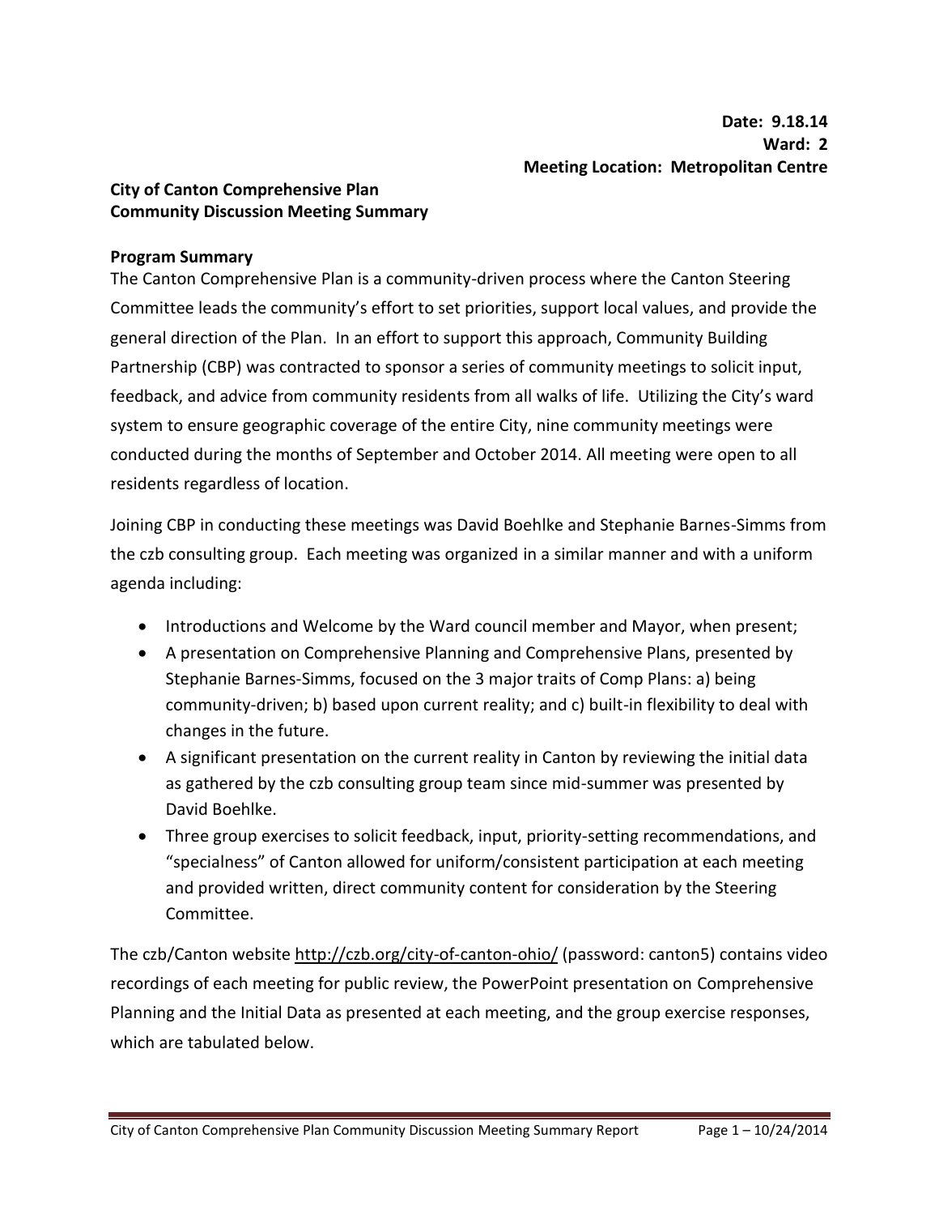**Date: 9.18.14**
**Ward: 2**
**Meeting Location: Metropolitan Centre**

**City of Canton Comprehensive Plan**
**Community Discussion Meeting Summary**

**Program Summary**

The Canton Comprehensive Plan is a community-driven process where the Canton Steering Committee leads the community's effort to set priorities, support local values, and provide the general direction of the Plan. In an effort to support this approach, Community Building Partnership (CBP) was contracted to sponsor a series of community meetings to solicit input, feedback, and advice from community residents from all walks of life. Utilizing the City's ward system to ensure geographic coverage of the entire City, nine community meetings were conducted during the months of September and October 2014. All meeting were open to all residents regardless of location.

Joining CBP in conducting these meetings was David Boehlke and Stephanie Barnes-Simms from the czb consulting group. Each meeting was organized in a similar manner and with a uniform agenda including:

- Introductions and Welcome by the Ward council member and Mayor, when present;
- A presentation on Comprehensive Planning and Comprehensive Plans, presented by Stephanie Barnes-Simms, focused on the 3 major traits of Comp Plans: a) being community-driven; b) based upon current reality; and c) built-in flexibility to deal with changes in the future.
- A significant presentation on the current reality in Canton by reviewing the initial data as gathered by the czb consulting group team since mid-summer was presented by David Boehlke.
- Three group exercises to solicit feedback, input, priority-setting recommendations, and "specialness" of Canton allowed for uniform/consistent participation at each meeting and provided written, direct community content for consideration by the Steering Committee.

The czb/Canton website http://czb.org/city-of-canton-ohio/ (password: canton5) contains video recordings of each meeting for public review, the PowerPoint presentation on Comprehensive Planning and the Initial Data as presented at each meeting, and the group exercise responses, which are tabulated below.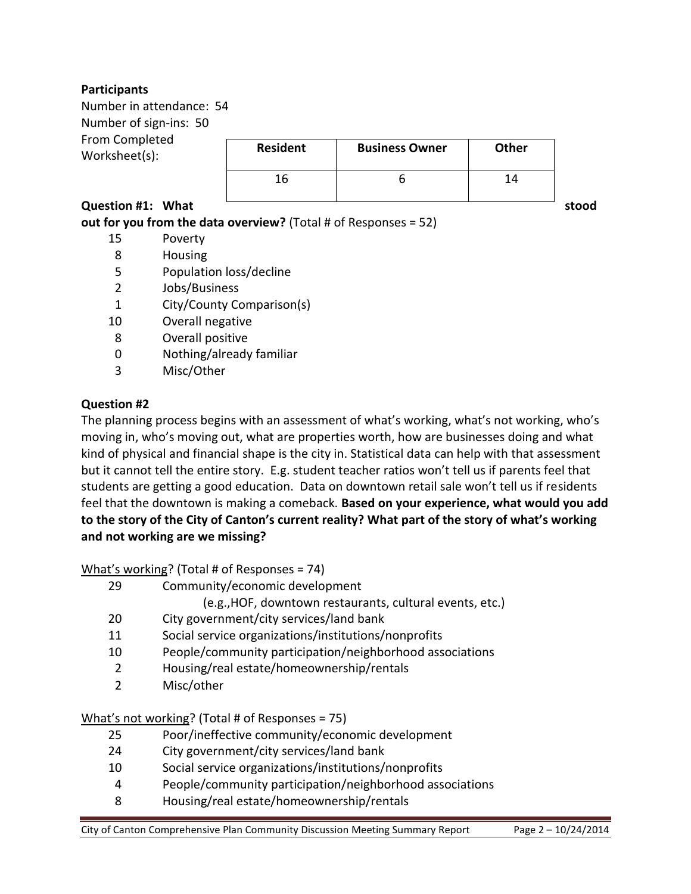**Participants**

Number in attendance: 54

Number of sign-ins: 50

From Completed Worksheet(s):

| Resident | Business Owner | Other |
|---|---|---|
| 16 | 6 | 14 |

**Question #1: What stood out for you from the data overview?** (Total # of Responses = 52)

- 15 Poverty
- 8 Housing
- 5 Population loss/decline
- 2 Jobs/Business
- 1 City/County Comparison(s)
- 10 Overall negative
- 8 Overall positive
- 0 Nothing/already familiar
- 3 Misc/Other

**Question #2**

The planning process begins with an assessment of what's working, what's not working, who's moving in, who's moving out, what are properties worth, how are businesses doing and what kind of physical and financial shape is the city in. Statistical data can help with that assessment but it cannot tell the entire story. E.g. student teacher ratios won't tell us if parents feel that students are getting a good education. Data on downtown retail sale won't tell us if residents feel that the downtown is making a comeback. **Based on your experience, what would you add to the story of the City of Canton's current reality? What part of the story of what's working and not working are we missing?**

<u>What's working</u>? (Total # of Responses = 74)

- 29 Community/economic development
  (e.g.,HOF, downtown restaurants, cultural events, etc.)
- 20 City government/city services/land bank
- 11 Social service organizations/institutions/nonprofits
- 10 People/community participation/neighborhood associations
- 2 Housing/real estate/homeownership/rentals
- 2 Misc/other

<u>What's not working</u>? (Total # of Responses = 75)

- 25 Poor/ineffective community/economic development
- 24 City government/city services/land bank
- 10 Social service organizations/institutions/nonprofits
- 4 People/community participation/neighborhood associations
- 8 Housing/real estate/homeownership/rentals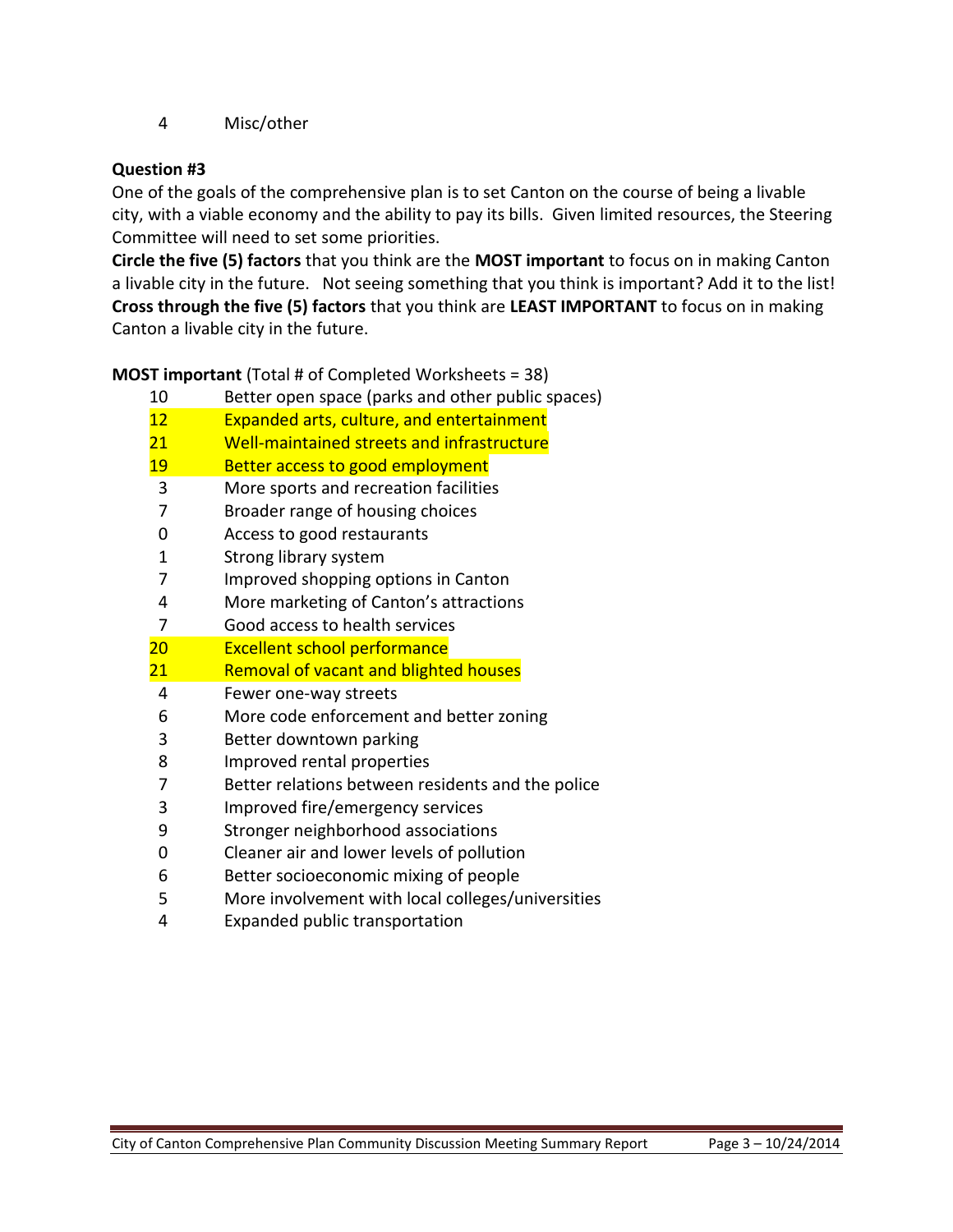4 Misc/other

**Question #3**

One of the goals of the comprehensive plan is to set Canton on the course of being a livable city, with a viable economy and the ability to pay its bills. Given limited resources, the Steering Committee will need to set some priorities.

**Circle the five (5) factors** that you think are the **MOST important** to focus on in making Canton a livable city in the future. Not seeing something that you think is important? Add it to the list! **Cross through the five (5) factors** that you think are **LEAST IMPORTANT** to focus on in making Canton a livable city in the future.

**MOST important** (Total # of Completed Worksheets = 38)

| | |
|---|---|
| 10 | Better open space (parks and other public spaces) |
| 12 | Expanded arts, culture, and entertainment |
| 21 | Well-maintained streets and infrastructure |
| 19 | Better access to good employment |
| 3 | More sports and recreation facilities |
| 7 | Broader range of housing choices |
| 0 | Access to good restaurants |
| 1 | Strong library system |
| 7 | Improved shopping options in Canton |
| 4 | More marketing of Canton's attractions |
| 7 | Good access to health services |
| 20 | Excellent school performance |
| 21 | Removal of vacant and blighted houses |
| 4 | Fewer one-way streets |
| 6 | More code enforcement and better zoning |
| 3 | Better downtown parking |
| 8 | Improved rental properties |
| 7 | Better relations between residents and the police |
| 3 | Improved fire/emergency services |
| 9 | Stronger neighborhood associations |
| 0 | Cleaner air and lower levels of pollution |
| 6 | Better socioeconomic mixing of people |
| 5 | More involvement with local colleges/universities |
| 4 | Expanded public transportation |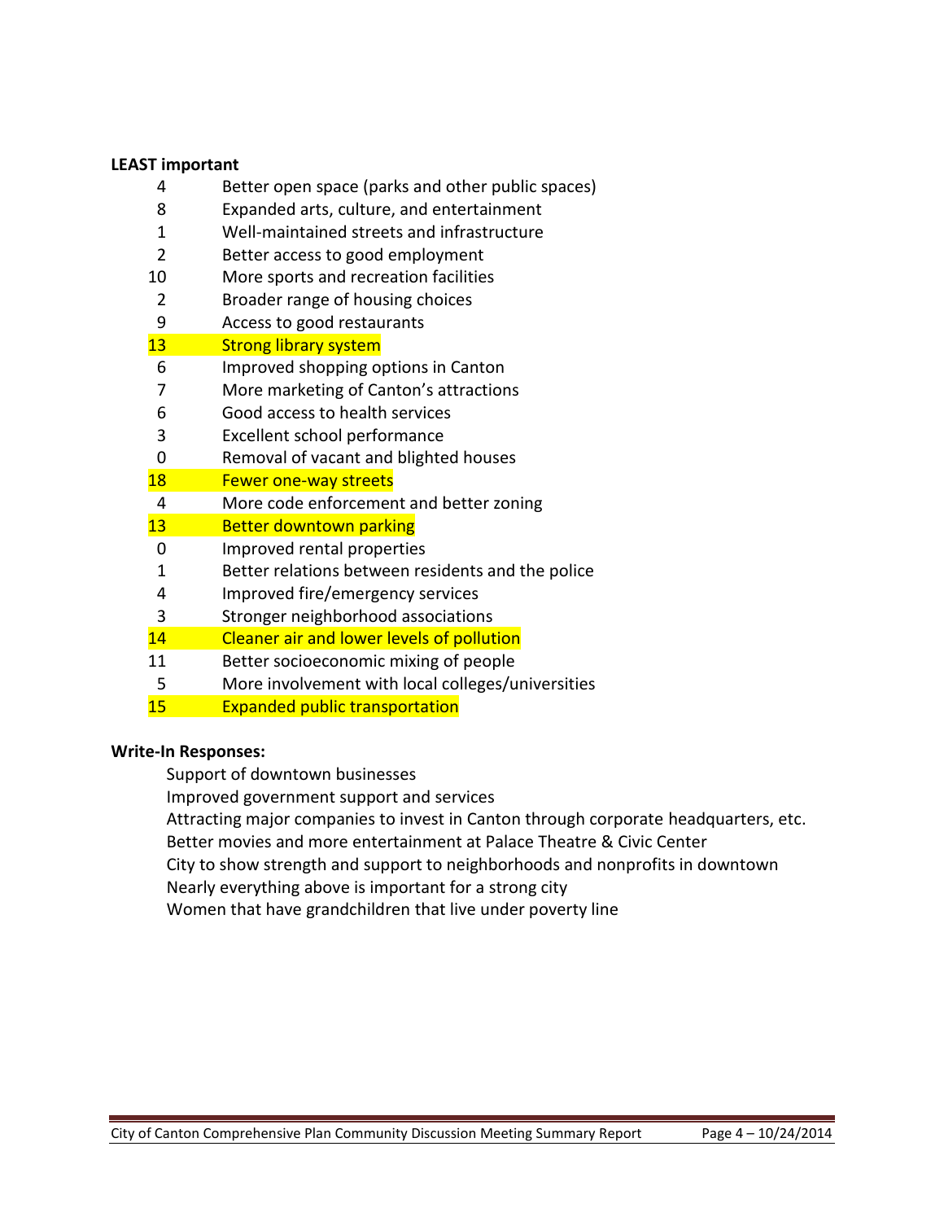**LEAST important**

| | |
|---|---|
| 4 | Better open space (parks and other public spaces) |
| 8 | Expanded arts, culture, and entertainment |
| 1 | Well-maintained streets and infrastructure |
| 2 | Better access to good employment |
| 10 | More sports and recreation facilities |
| 2 | Broader range of housing choices |
| 9 | Access to good restaurants |
| 13 | Strong library system |
| 6 | Improved shopping options in Canton |
| 7 | More marketing of Canton's attractions |
| 6 | Good access to health services |
| 3 | Excellent school performance |
| 0 | Removal of vacant and blighted houses |
| 18 | Fewer one-way streets |
| 4 | More code enforcement and better zoning |
| 13 | Better downtown parking |
| 0 | Improved rental properties |
| 1 | Better relations between residents and the police |
| 4 | Improved fire/emergency services |
| 3 | Stronger neighborhood associations |
| 14 | Cleaner air and lower levels of pollution |
| 11 | Better socioeconomic mixing of people |
| 5 | More involvement with local colleges/universities |
| 15 | Expanded public transportation |

**Write-In Responses:**

Support of downtown businesses
Improved government support and services
Attracting major companies to invest in Canton through corporate headquarters, etc.
Better movies and more entertainment at Palace Theatre & Civic Center
City to show strength and support to neighborhoods and nonprofits in downtown
Nearly everything above is important for a strong city
Women that have grandchildren that live under poverty line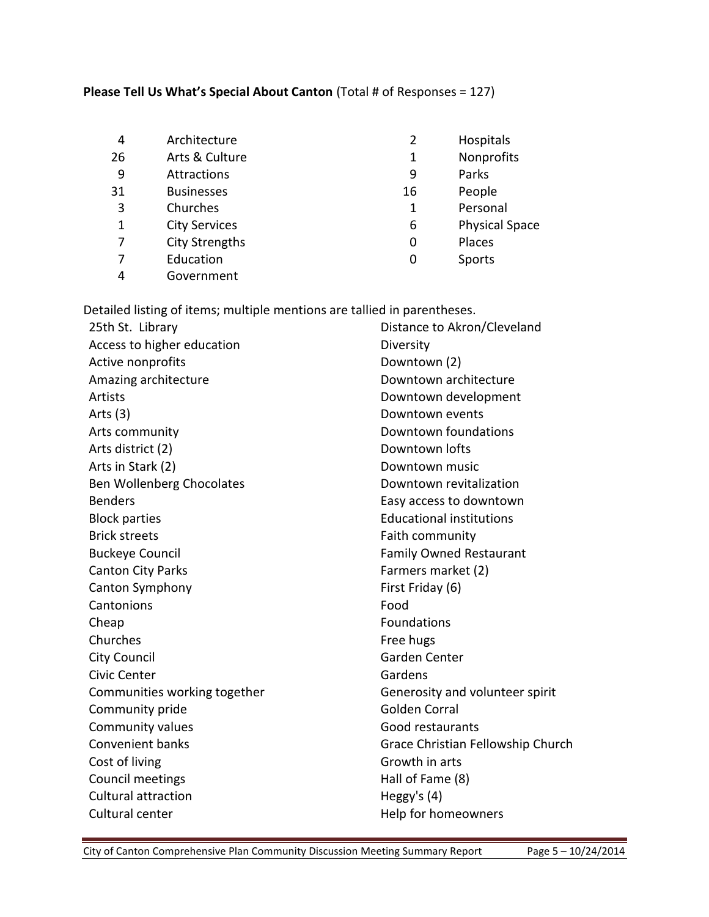**Please Tell Us What's Special About Canton** (Total # of Responses = 127)

| Count | Category | Count | Category |
|---|---|---|---|
| 4 | Architecture | 2 | Hospitals |
| 26 | Arts & Culture | 1 | Nonprofits |
| 9 | Attractions | 9 | Parks |
| 31 | Businesses | 16 | People |
| 3 | Churches | 1 | Personal |
| 1 | City Services | 6 | Physical Space |
| 7 | City Strengths | 0 | Places |
| 7 | Education | 0 | Sports |
| 4 | Government | | |

Detailed listing of items; multiple mentions are tallied in parentheses.

25th St. Library
Access to higher education
Active nonprofits
Amazing architecture
Artists
Arts (3)
Arts community
Arts district (2)
Arts in Stark (2)
Ben Wollenberg Chocolates
Benders
Block parties
Brick streets
Buckeye Council
Canton City Parks
Canton Symphony
Cantonions
Cheap
Churches
City Council
Civic Center
Communities working together
Community pride
Community values
Convenient banks
Cost of living
Council meetings
Cultural attraction
Cultural center
Distance to Akron/Cleveland
Diversity
Downtown (2)
Downtown architecture
Downtown development
Downtown events
Downtown foundations
Downtown lofts
Downtown music
Downtown revitalization
Easy access to downtown
Educational institutions
Faith community
Family Owned Restaurant
Farmers market (2)
First Friday (6)
Food
Foundations
Free hugs
Garden Center
Gardens
Generosity and volunteer spirit
Golden Corral
Good restaurants
Grace Christian Fellowship Church
Growth in arts
Hall of Fame (8)
Heggy's (4)
Help for homeowners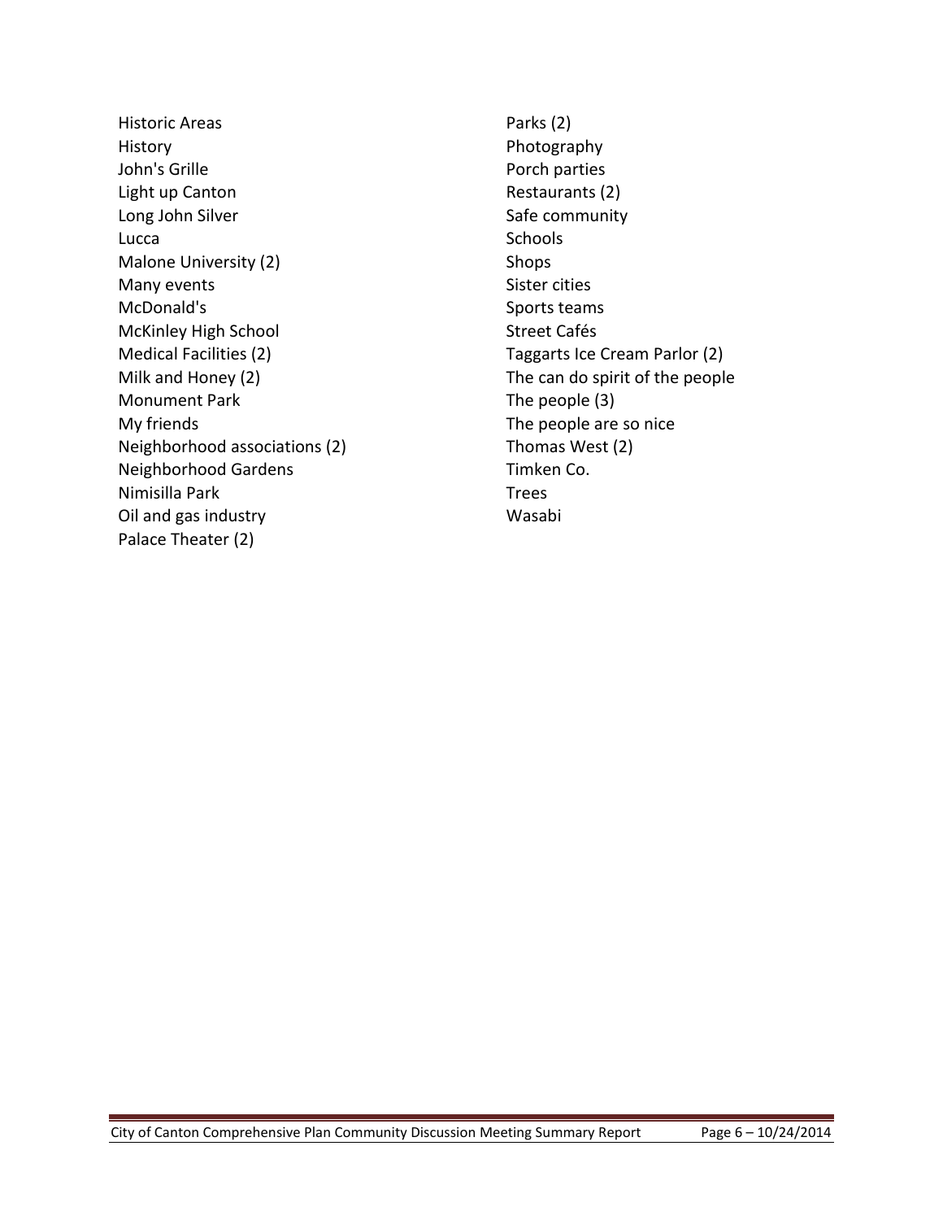Historic Areas
History
John's Grille
Light up Canton
Long John Silver
Lucca
Malone University (2)
Many events
McDonald's
McKinley High School
Medical Facilities (2)
Milk and Honey (2)
Monument Park
My friends
Neighborhood associations (2)
Neighborhood Gardens
Nimisilla Park
Oil and gas industry
Palace Theater (2)
Parks (2)
Photography
Porch parties
Restaurants (2)
Safe community
Schools
Shops
Sister cities
Sports teams
Street Cafés
Taggarts Ice Cream Parlor (2)
The can do spirit of the people
The people (3)
The people are so nice
Thomas West (2)
Timken Co.
Trees
Wasabi